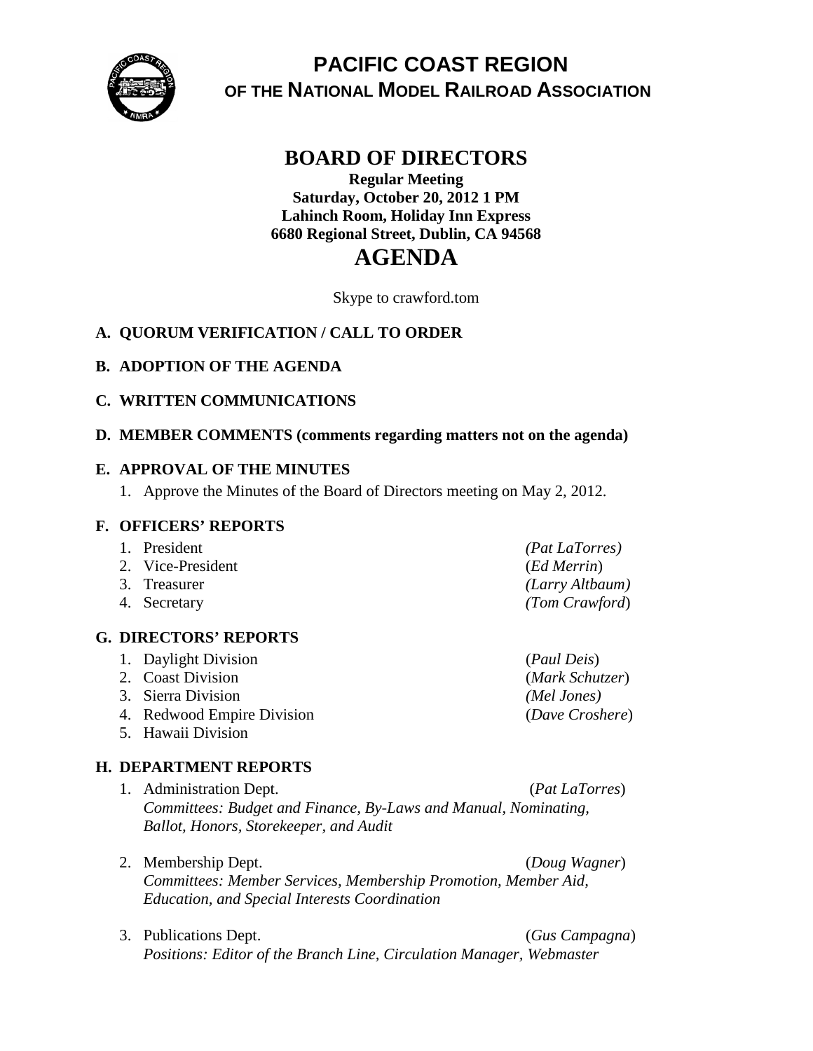# PACIFIC COAST REGION

## OF THE NATIONAL MODEL RAILROAD ASSOCIATION

# BOARD OF DIRECTORS

**Regular Meeting**
**Saturday, October 20, 2012 1 PM**
**Lahinch Room, Holiday Inn Express**
**6680 Regional Street, Dublin, CA 94568**

# AGENDA

Skype to crawford.tom

**A. QUORUM VERIFICATION / CALL TO ORDER**

**B. ADOPTION OF THE AGENDA**

**C. WRITTEN COMMUNICATIONS**

**D. MEMBER COMMENTS (comments regarding matters not on the agenda)**

**E. APPROVAL OF THE MINUTES**

1. Approve the Minutes of the Board of Directors meeting on May 2, 2012.

**F. OFFICERS' REPORTS**

1. President *(Pat LaTorres)*
2. Vice-President (*Ed Merrin*)
3. Treasurer *(Larry Altbaum)*
4. Secretary *(Tom Crawford*)

**G. DIRECTORS' REPORTS**

1. Daylight Division (*Paul Deis*)
2. Coast Division (*Mark Schutzer*)
3. Sierra Division *(Mel Jones)*
4. Redwood Empire Division (*Dave Croshere*)
5. Hawaii Division

**H. DEPARTMENT REPORTS**

1. Administration Dept. (*Pat LaTorres*)
   *Committees: Budget and Finance, By-Laws and Manual, Nominating, Ballot, Honors, Storekeeper, and Audit*

2. Membership Dept. (*Doug Wagner*)
   *Committees: Member Services, Membership Promotion, Member Aid, Education, and Special Interests Coordination*

3. Publications Dept. (*Gus Campagna*)
   *Positions: Editor of the Branch Line, Circulation Manager, Webmaster*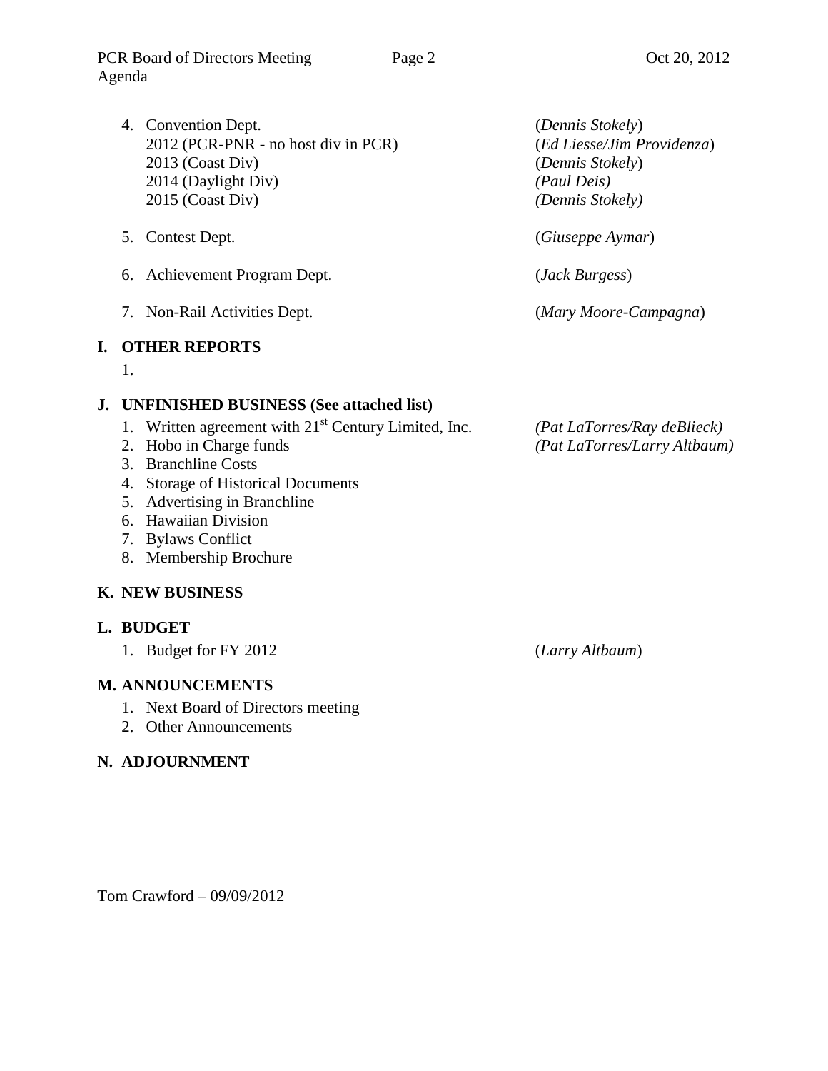4. Convention Dept. (*Dennis Stokely*)
   2012 (PCR-PNR - no host div in PCR) (*Ed Liesse/Jim Providenza*)
   2013 (Coast Div) (*Dennis Stokely*)
   2014 (Daylight Div) *(Paul Deis)*
   2015 (Coast Div) *(Dennis Stokely)*
5. Contest Dept. (*Giuseppe Aymar*)
6. Achievement Program Dept. (*Jack Burgess*)
7. Non-Rail Activities Dept. (*Mary Moore-Campagna*)

## I. OTHER REPORTS

1.

## J. UNFINISHED BUSINESS (See attached list)

1. Written agreement with 21st Century Limited, Inc. *(Pat LaTorres/Ray deBlieck)*
2. Hobo in Charge funds *(Pat LaTorres/Larry Altbaum)*
3. Branchline Costs
4. Storage of Historical Documents
5. Advertising in Branchline
6. Hawaiian Division
7. Bylaws Conflict
8. Membership Brochure

## K. NEW BUSINESS

## L. BUDGET

1. Budget for FY 2012 (*Larry Altbaum*)

## M. ANNOUNCEMENTS

1. Next Board of Directors meeting
2. Other Announcements

## N. ADJOURNMENT

Tom Crawford – 09/09/2012